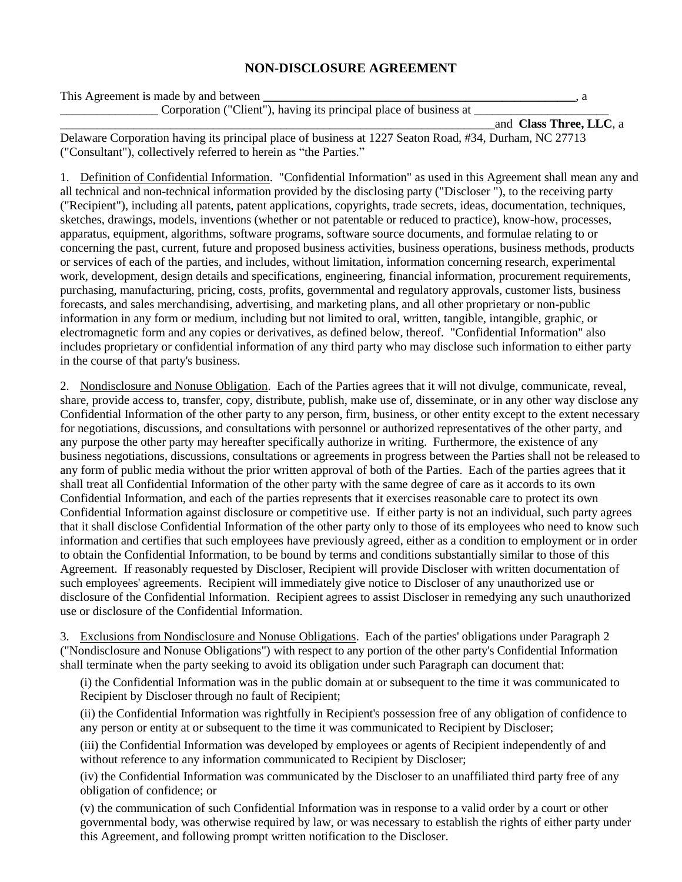# NON-DISCLOSURE AGREEMENT

This Agreement is made by and between _____________________________________________________, a ________________ Corporation ("Client"), having its principal place of business at ______________________ ___________________________________________________________________________and **Class Three, LLC**, a Delaware Corporation having its principal place of business at 1227 Seaton Road, #34, Durham, NC 27713 ("Consultant"), collectively referred to herein as "the Parties."

1. <u>Definition of Confidential Information</u>. "Confidential Information" as used in this Agreement shall mean any and all technical and non-technical information provided by the disclosing party ("Discloser "), to the receiving party ("Recipient"), including all patents, patent applications, copyrights, trade secrets, ideas, documentation, techniques, sketches, drawings, models, inventions (whether or not patentable or reduced to practice), know-how, processes, apparatus, equipment, algorithms, software programs, software source documents, and formulae relating to or concerning the past, current, future and proposed business activities, business operations, business methods, products or services of each of the parties, and includes, without limitation, information concerning research, experimental work, development, design details and specifications, engineering, financial information, procurement requirements, purchasing, manufacturing, pricing, costs, profits, governmental and regulatory approvals, customer lists, business forecasts, and sales merchandising, advertising, and marketing plans, and all other proprietary or non-public information in any form or medium, including but not limited to oral, written, tangible, intangible, graphic, or electromagnetic form and any copies or derivatives, as defined below, thereof. "Confidential Information" also includes proprietary or confidential information of any third party who may disclose such information to either party in the course of that party's business.

2. <u>Nondisclosure and Nonuse Obligation</u>. Each of the Parties agrees that it will not divulge, communicate, reveal, share, provide access to, transfer, copy, distribute, publish, make use of, disseminate, or in any other way disclose any Confidential Information of the other party to any person, firm, business, or other entity except to the extent necessary for negotiations, discussions, and consultations with personnel or authorized representatives of the other party, and any purpose the other party may hereafter specifically authorize in writing. Furthermore, the existence of any business negotiations, discussions, consultations or agreements in progress between the Parties shall not be released to any form of public media without the prior written approval of both of the Parties. Each of the parties agrees that it shall treat all Confidential Information of the other party with the same degree of care as it accords to its own Confidential Information, and each of the parties represents that it exercises reasonable care to protect its own Confidential Information against disclosure or competitive use. If either party is not an individual, such party agrees that it shall disclose Confidential Information of the other party only to those of its employees who need to know such information and certifies that such employees have previously agreed, either as a condition to employment or in order to obtain the Confidential Information, to be bound by terms and conditions substantially similar to those of this Agreement. If reasonably requested by Discloser, Recipient will provide Discloser with written documentation of such employees' agreements. Recipient will immediately give notice to Discloser of any unauthorized use or disclosure of the Confidential Information. Recipient agrees to assist Discloser in remedying any such unauthorized use or disclosure of the Confidential Information.

3. <u>Exclusions from Nondisclosure and Nonuse Obligations</u>. Each of the parties' obligations under Paragraph 2 ("Nondisclosure and Nonuse Obligations") with respect to any portion of the other party's Confidential Information shall terminate when the party seeking to avoid its obligation under such Paragraph can document that:

(i) the Confidential Information was in the public domain at or subsequent to the time it was communicated to Recipient by Discloser through no fault of Recipient;

(ii) the Confidential Information was rightfully in Recipient's possession free of any obligation of confidence to any person or entity at or subsequent to the time it was communicated to Recipient by Discloser;

(iii) the Confidential Information was developed by employees or agents of Recipient independently of and without reference to any information communicated to Recipient by Discloser;

(iv) the Confidential Information was communicated by the Discloser to an unaffiliated third party free of any obligation of confidence; or

(v) the communication of such Confidential Information was in response to a valid order by a court or other governmental body, was otherwise required by law, or was necessary to establish the rights of either party under this Agreement, and following prompt written notification to the Discloser.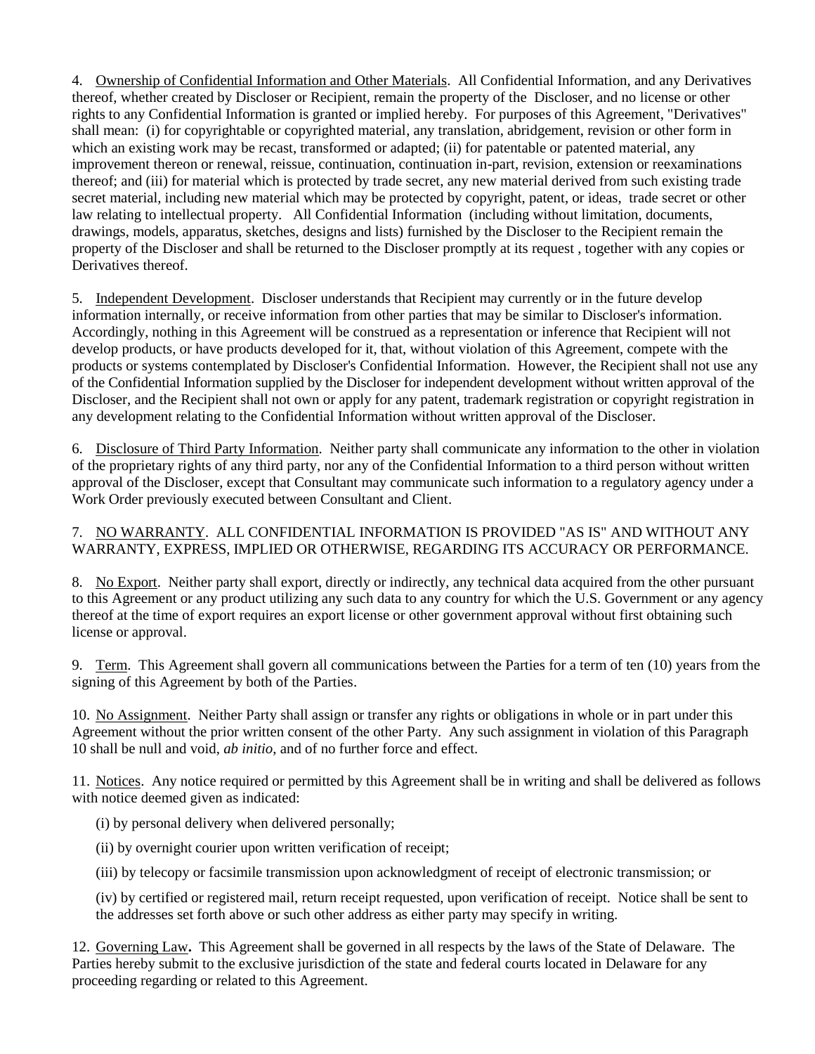4. Ownership of Confidential Information and Other Materials. All Confidential Information, and any Derivatives thereof, whether created by Discloser or Recipient, remain the property of the Discloser, and no license or other rights to any Confidential Information is granted or implied hereby. For purposes of this Agreement, "Derivatives" shall mean: (i) for copyrightable or copyrighted material, any translation, abridgement, revision or other form in which an existing work may be recast, transformed or adapted; (ii) for patentable or patented material, any improvement thereon or renewal, reissue, continuation, continuation in-part, revision, extension or reexaminations thereof; and (iii) for material which is protected by trade secret, any new material derived from such existing trade secret material, including new material which may be protected by copyright, patent, or ideas, trade secret or other law relating to intellectual property. All Confidential Information (including without limitation, documents, drawings, models, apparatus, sketches, designs and lists) furnished by the Discloser to the Recipient remain the property of the Discloser and shall be returned to the Discloser promptly at its request , together with any copies or Derivatives thereof.

5. Independent Development. Discloser understands that Recipient may currently or in the future develop information internally, or receive information from other parties that may be similar to Discloser's information. Accordingly, nothing in this Agreement will be construed as a representation or inference that Recipient will not develop products, or have products developed for it, that, without violation of this Agreement, compete with the products or systems contemplated by Discloser's Confidential Information. However, the Recipient shall not use any of the Confidential Information supplied by the Discloser for independent development without written approval of the Discloser, and the Recipient shall not own or apply for any patent, trademark registration or copyright registration in any development relating to the Confidential Information without written approval of the Discloser.

6. Disclosure of Third Party Information. Neither party shall communicate any information to the other in violation of the proprietary rights of any third party, nor any of the Confidential Information to a third person without written approval of the Discloser, except that Consultant may communicate such information to a regulatory agency under a Work Order previously executed between Consultant and Client.

7. NO WARRANTY. ALL CONFIDENTIAL INFORMATION IS PROVIDED "AS IS" AND WITHOUT ANY WARRANTY, EXPRESS, IMPLIED OR OTHERWISE, REGARDING ITS ACCURACY OR PERFORMANCE.

8. No Export. Neither party shall export, directly or indirectly, any technical data acquired from the other pursuant to this Agreement or any product utilizing any such data to any country for which the U.S. Government or any agency thereof at the time of export requires an export license or other government approval without first obtaining such license or approval.

9. Term. This Agreement shall govern all communications between the Parties for a term of ten (10) years from the signing of this Agreement by both of the Parties.

10. No Assignment. Neither Party shall assign or transfer any rights or obligations in whole or in part under this Agreement without the prior written consent of the other Party. Any such assignment in violation of this Paragraph 10 shall be null and void, *ab initio*, and of no further force and effect.

11. Notices. Any notice required or permitted by this Agreement shall be in writing and shall be delivered as follows with notice deemed given as indicated:

(i) by personal delivery when delivered personally;

(ii) by overnight courier upon written verification of receipt;

(iii) by telecopy or facsimile transmission upon acknowledgment of receipt of electronic transmission; or

(iv) by certified or registered mail, return receipt requested, upon verification of receipt. Notice shall be sent to the addresses set forth above or such other address as either party may specify in writing.

12. Governing Law**.** This Agreement shall be governed in all respects by the laws of the State of Delaware. The Parties hereby submit to the exclusive jurisdiction of the state and federal courts located in Delaware for any proceeding regarding or related to this Agreement.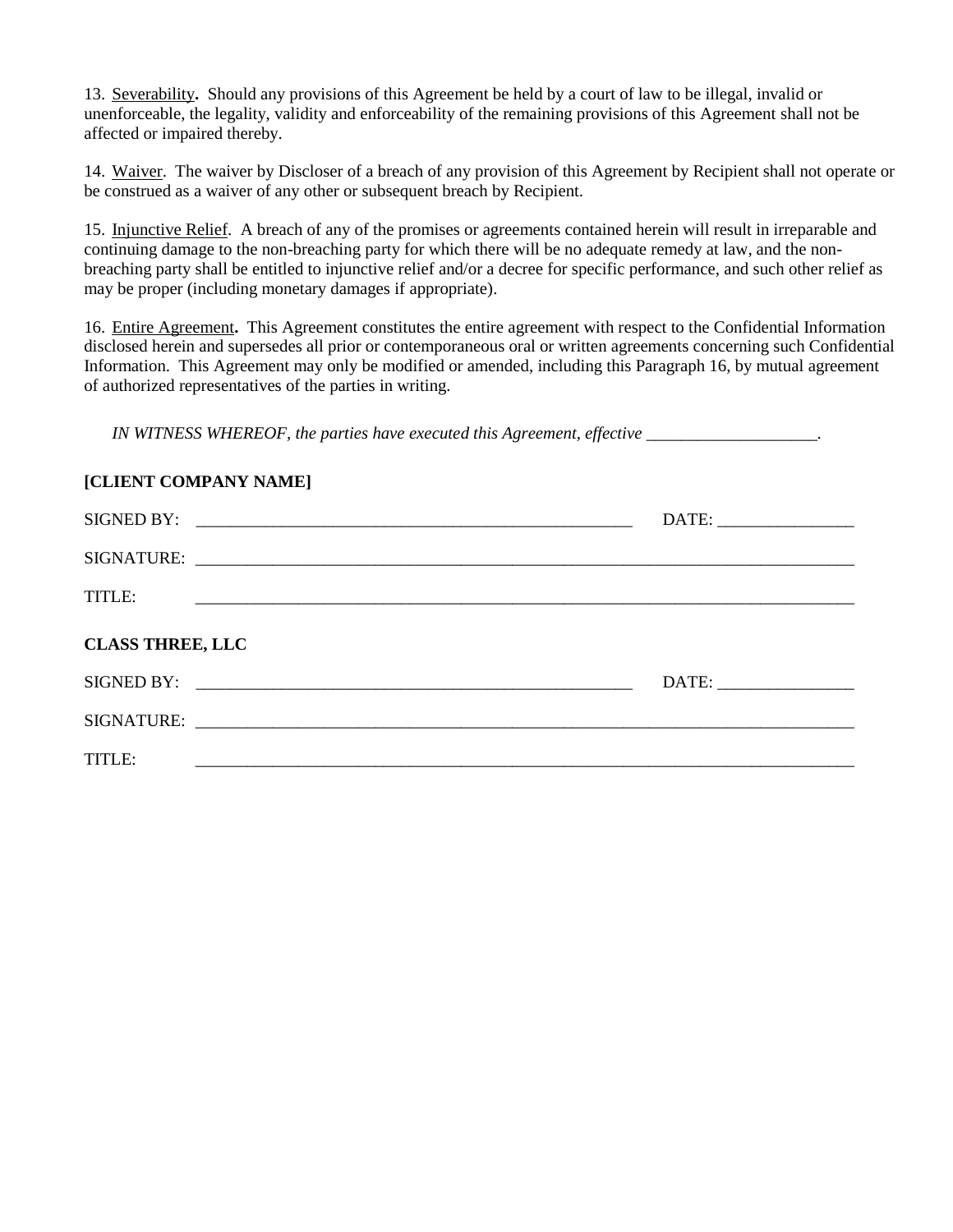13. Severability**.** Should any provisions of this Agreement be held by a court of law to be illegal, invalid or unenforceable, the legality, validity and enforceability of the remaining provisions of this Agreement shall not be affected or impaired thereby.

14. Waiver. The waiver by Discloser of a breach of any provision of this Agreement by Recipient shall not operate or be construed as a waiver of any other or subsequent breach by Recipient.

15. Injunctive Relief. A breach of any of the promises or agreements contained herein will result in irreparable and continuing damage to the non-breaching party for which there will be no adequate remedy at law, and the non-breaching party shall be entitled to injunctive relief and/or a decree for specific performance, and such other relief as may be proper (including monetary damages if appropriate).

16. Entire Agreement**.** This Agreement constitutes the entire agreement with respect to the Confidential Information disclosed herein and supersedes all prior or contemporaneous oral or written agreements concerning such Confidential Information. This Agreement may only be modified or amended, including this Paragraph 16, by mutual agreement of authorized representatives of the parties in writing.

*IN WITNESS WHEREOF, the parties have executed this Agreement, effective ____________________.*

**[CLIENT COMPANY NAME]**

SIGNED BY: ____________________________________________________ DATE: ________________

SIGNATURE: ________________________________________________________________________________

TITLE: ________________________________________________________________________________

**CLASS THREE, LLC**

SIGNED BY: ____________________________________________________ DATE: ________________

SIGNATURE: ________________________________________________________________________________

TITLE: ________________________________________________________________________________